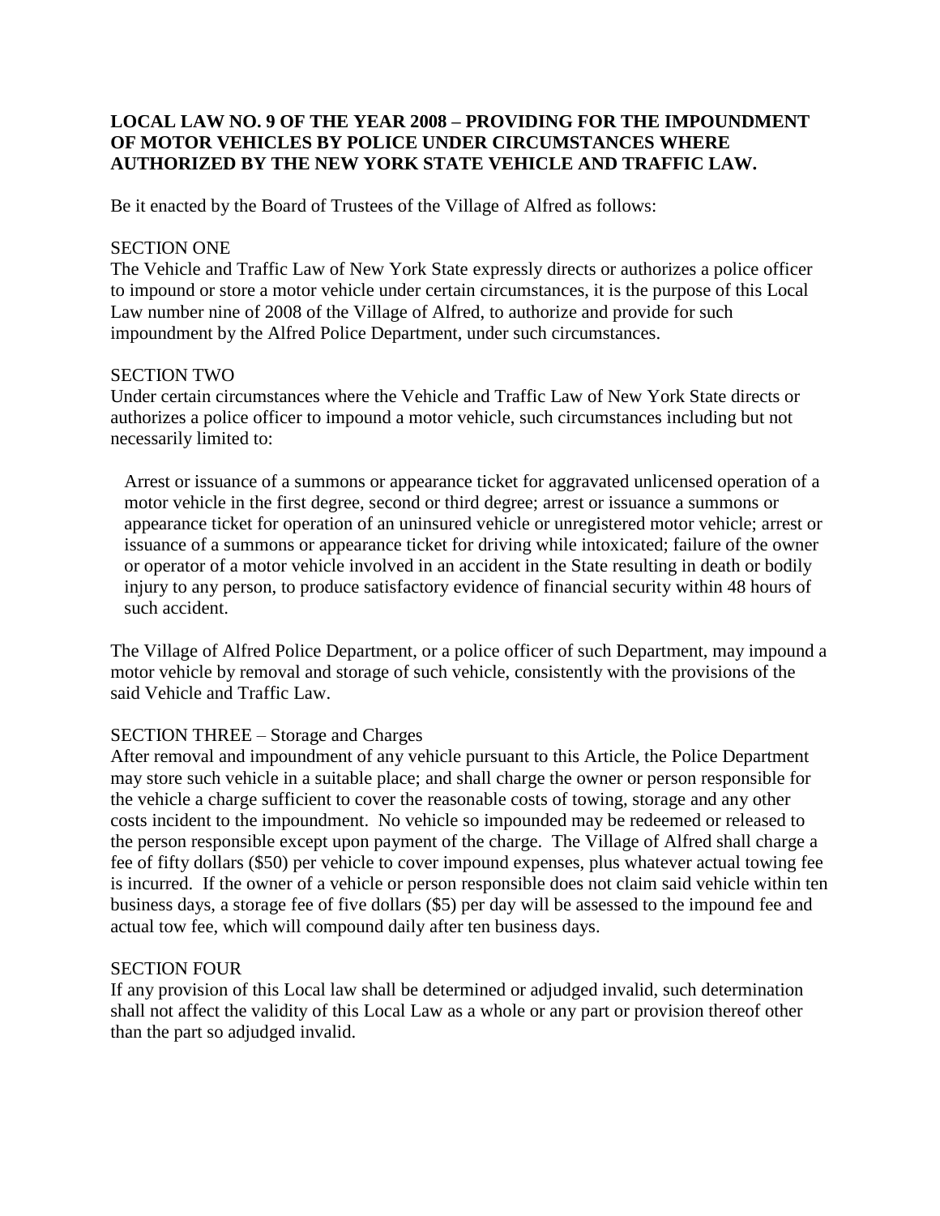**LOCAL LAW NO. 9 OF THE YEAR 2008 – PROVIDING FOR THE IMPOUNDMENT OF MOTOR VEHICLES BY POLICE UNDER CIRCUMSTANCES WHERE AUTHORIZED BY THE NEW YORK STATE VEHICLE AND TRAFFIC LAW.**

Be it enacted by the Board of Trustees of the Village of Alfred as follows:

SECTION ONE
The Vehicle and Traffic Law of New York State expressly directs or authorizes a police officer to impound or store a motor vehicle under certain circumstances, it is the purpose of this Local Law number nine of 2008 of the Village of Alfred, to authorize and provide for such impoundment by the Alfred Police Department, under such circumstances.

SECTION TWO
Under certain circumstances where the Vehicle and Traffic Law of New York State directs or authorizes a police officer to impound a motor vehicle, such circumstances including but not necessarily limited to:

> Arrest or issuance of a summons or appearance ticket for aggravated unlicensed operation of a motor vehicle in the first degree, second or third degree; arrest or issuance a summons or appearance ticket for operation of an uninsured vehicle or unregistered motor vehicle; arrest or issuance of a summons or appearance ticket for driving while intoxicated; failure of the owner or operator of a motor vehicle involved in an accident in the State resulting in death or bodily injury to any person, to produce satisfactory evidence of financial security within 48 hours of such accident.

The Village of Alfred Police Department, or a police officer of such Department, may impound a motor vehicle by removal and storage of such vehicle, consistently with the provisions of the said Vehicle and Traffic Law.

SECTION THREE – Storage and Charges
After removal and impoundment of any vehicle pursuant to this Article, the Police Department may store such vehicle in a suitable place; and shall charge the owner or person responsible for the vehicle a charge sufficient to cover the reasonable costs of towing, storage and any other costs incident to the impoundment. No vehicle so impounded may be redeemed or released to the person responsible except upon payment of the charge. The Village of Alfred shall charge a fee of fifty dollars ($50) per vehicle to cover impound expenses, plus whatever actual towing fee is incurred. If the owner of a vehicle or person responsible does not claim said vehicle within ten business days, a storage fee of five dollars ($5) per day will be assessed to the impound fee and actual tow fee, which will compound daily after ten business days.

SECTION FOUR
If any provision of this Local law shall be determined or adjudged invalid, such determination shall not affect the validity of this Local Law as a whole or any part or provision thereof other than the part so adjudged invalid.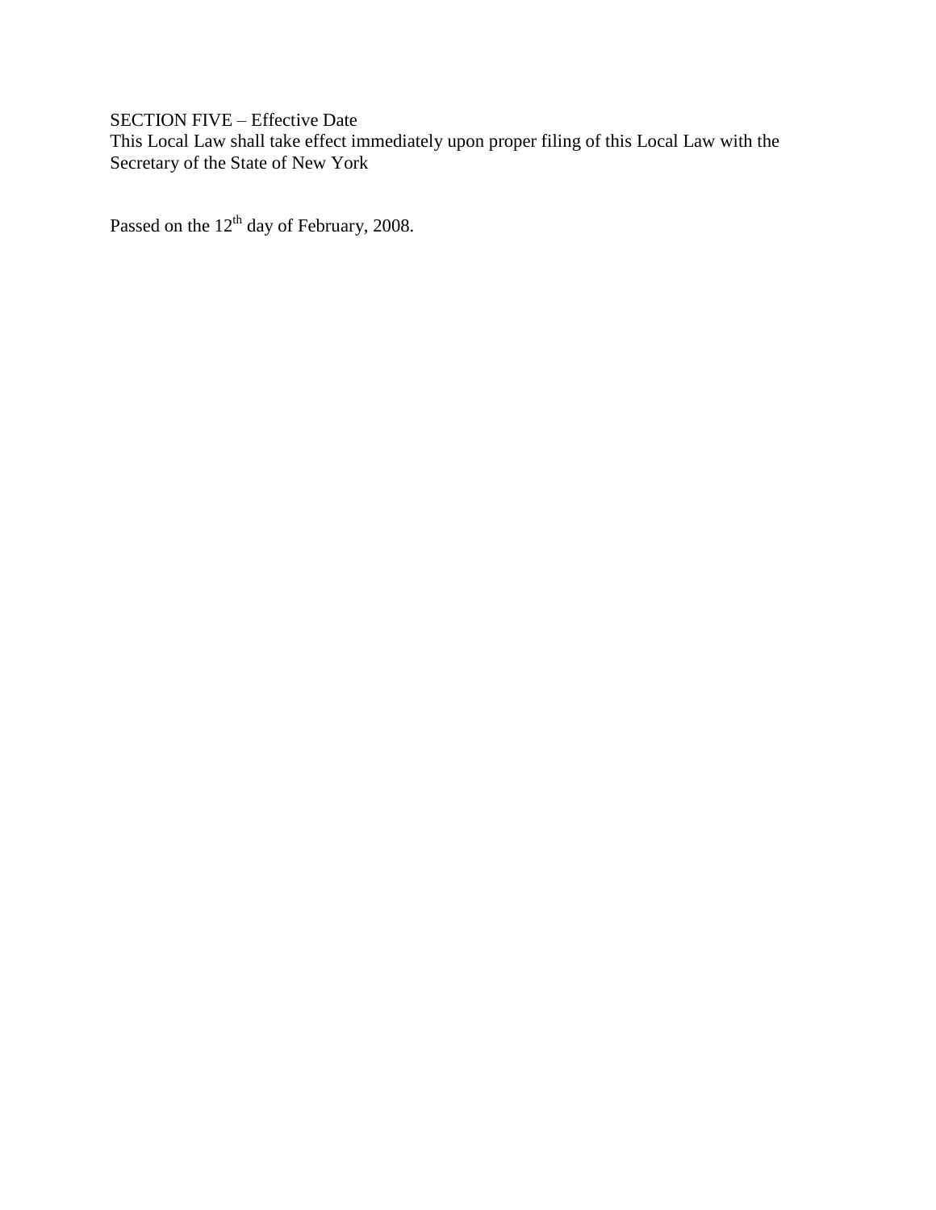SECTION FIVE – Effective Date

This Local Law shall take effect immediately upon proper filing of this Local Law with the Secretary of the State of New York

Passed on the 12th day of February, 2008.